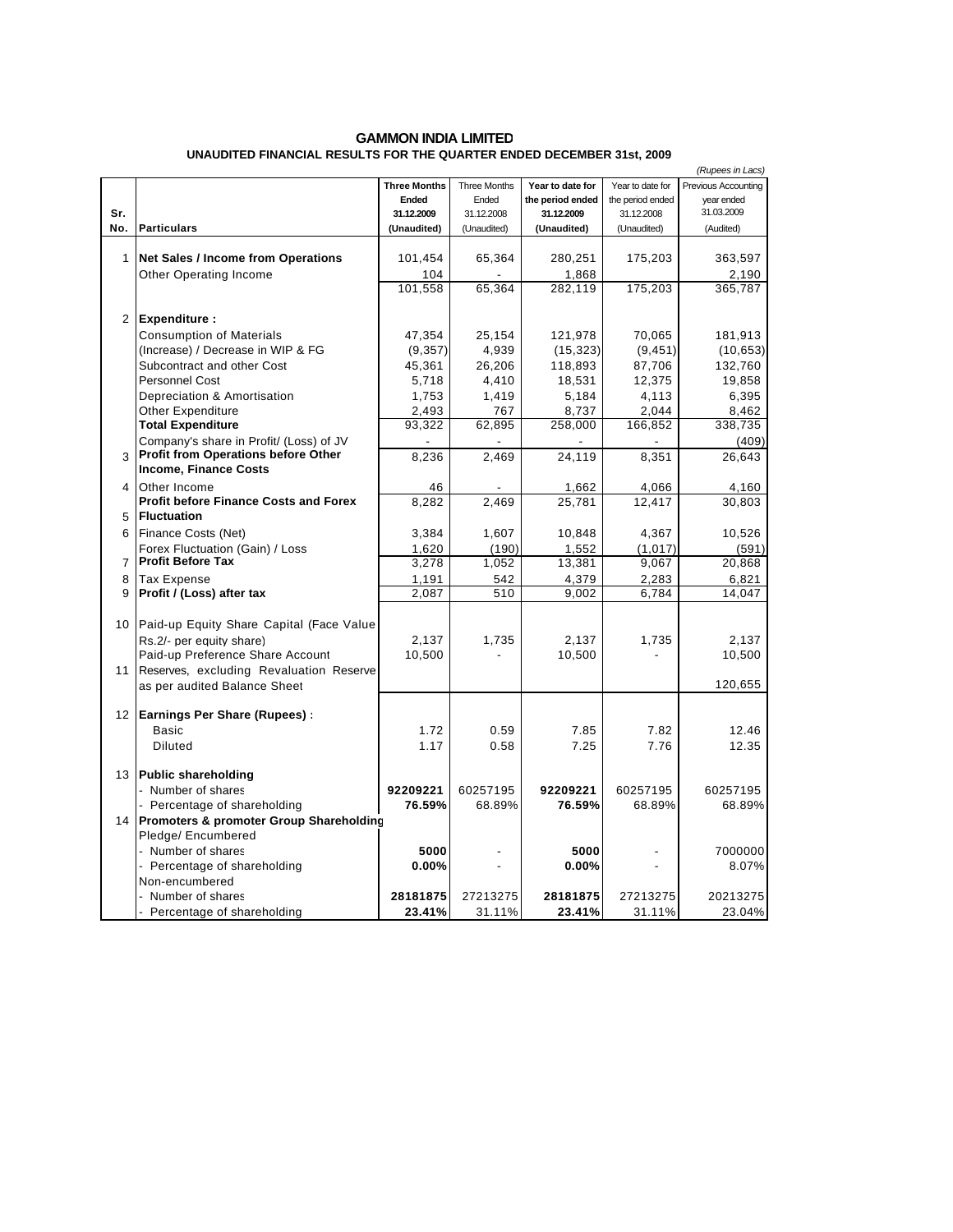# GAMMON INDIA LIMITED

## UNAUDITED FINANCIAL RESULTS FOR THE QUARTER ENDED DECEMBER 31st, 2009

*(Rupees in Lacs)*

| Sr. No. | Particulars | **Three Months Ended 31.12.2009 (Unaudited)** | Three Months Ended 31.12.2008 (Unaudited) | **Year to date for the period ended 31.12.2009 (Unaudited)** | Year to date for the period ended 31.12.2008 (Unaudited) | Previous Accounting year ended 31.03.2009 (Audited) |
|---|---|---|---|---|---|---|
| 1 | **Net Sales / Income from Operations** | 101,454 | 65,364 | 280,251 | 175,203 | 363,597 |
| | Other Operating Income | 104 | - | 1,868 | | 2,190 |
| | | 101,558 | 65,364 | 282,119 | 175,203 | 365,787 |
| 2 | **Expenditure :** | | | | | |
| | Consumption of Materials | 47,354 | 25,154 | 121,978 | 70,065 | 181,913 |
| | (Increase) / Decrease in WIP & FG | (9,357) | 4,939 | (15,323) | (9,451) | (10,653) |
| | Subcontract and other Cost | 45,361 | 26,206 | 118,893 | 87,706 | 132,760 |
| | Personnel Cost | 5,718 | 4,410 | 18,531 | 12,375 | 19,858 |
| | Depreciation & Amortisation | 1,753 | 1,419 | 5,184 | 4,113 | 6,395 |
| | Other Expenditure | 2,493 | 767 | 8,737 | 2,044 | 8,462 |
| | **Total Expenditure** | 93,322 | 62,895 | 258,000 | 166,852 | 338,735 |
| | Company's share in Profit/ (Loss) of JV | - | - | - | - | (409) |
| 3 | **Profit from Operations before Other Income, Finance Costs** | 8,236 | 2,469 | 24,119 | 8,351 | 26,643 |
| 4 | Other Income | 46 | - | 1,662 | 4,066 | 4,160 |
| 5 | **Profit before Finance Costs and Forex Fluctuation** | 8,282 | 2,469 | 25,781 | 12,417 | 30,803 |
| 6 | Finance Costs (Net) | 3,384 | 1,607 | 10,848 | 4,367 | 10,526 |
| | Forex Fluctuation (Gain) / Loss | 1,620 | (190) | 1,552 | (1,017) | (591) |
| 7 | **Profit Before Tax** | 3,278 | 1,052 | 13,381 | 9,067 | 20,868 |
| 8 | Tax Expense | 1,191 | 542 | 4,379 | 2,283 | 6,821 |
| 9 | **Profit / (Loss) after tax** | 2,087 | 510 | 9,002 | 6,784 | 14,047 |
| 10 | Paid-up Equity Share Capital (Face Value Rs.2/- per equity share) | 2,137 | 1,735 | 2,137 | 1,735 | 2,137 |
| | Paid-up Preference Share Account | 10,500 | - | 10,500 | - | 10,500 |
| 11 | Reserves, excluding Revaluation Reserve as per audited Balance Sheet | | | | | 120,655 |
| 12 | **Earnings Per Share (Rupees)** : | | | | | |
| | Basic | 1.72 | 0.59 | 7.85 | 7.82 | 12.46 |
| | Diluted | 1.17 | 0.58 | 7.25 | 7.76 | 12.35 |
| 13 | **Public shareholding** | | | | | |
| | - Number of shares | **92209221** | 60257195 | **92209221** | 60257195 | 60257195 |
| | - Percentage of shareholding | **76.59%** | 68.89% | **76.59%** | 68.89% | 68.89% |
| 14 | **Promoters & promoter Group Shareholding** | | | | | |
| | Pledge/ Encumbered | | | | | |
| | - Number of shares | **5000** | - | **5000** | - | 7000000 |
| | - Percentage of shareholding | **0.00%** | - | **0.00%** | - | 8.07% |
| | Non-encumbered | | | | | |
| | - Number of shares | **28181875** | 27213275 | **28181875** | 27213275 | 20213275 |
| | - Percentage of shareholding | **23.41%** | 31.11% | **23.41%** | 31.11% | 23.04% |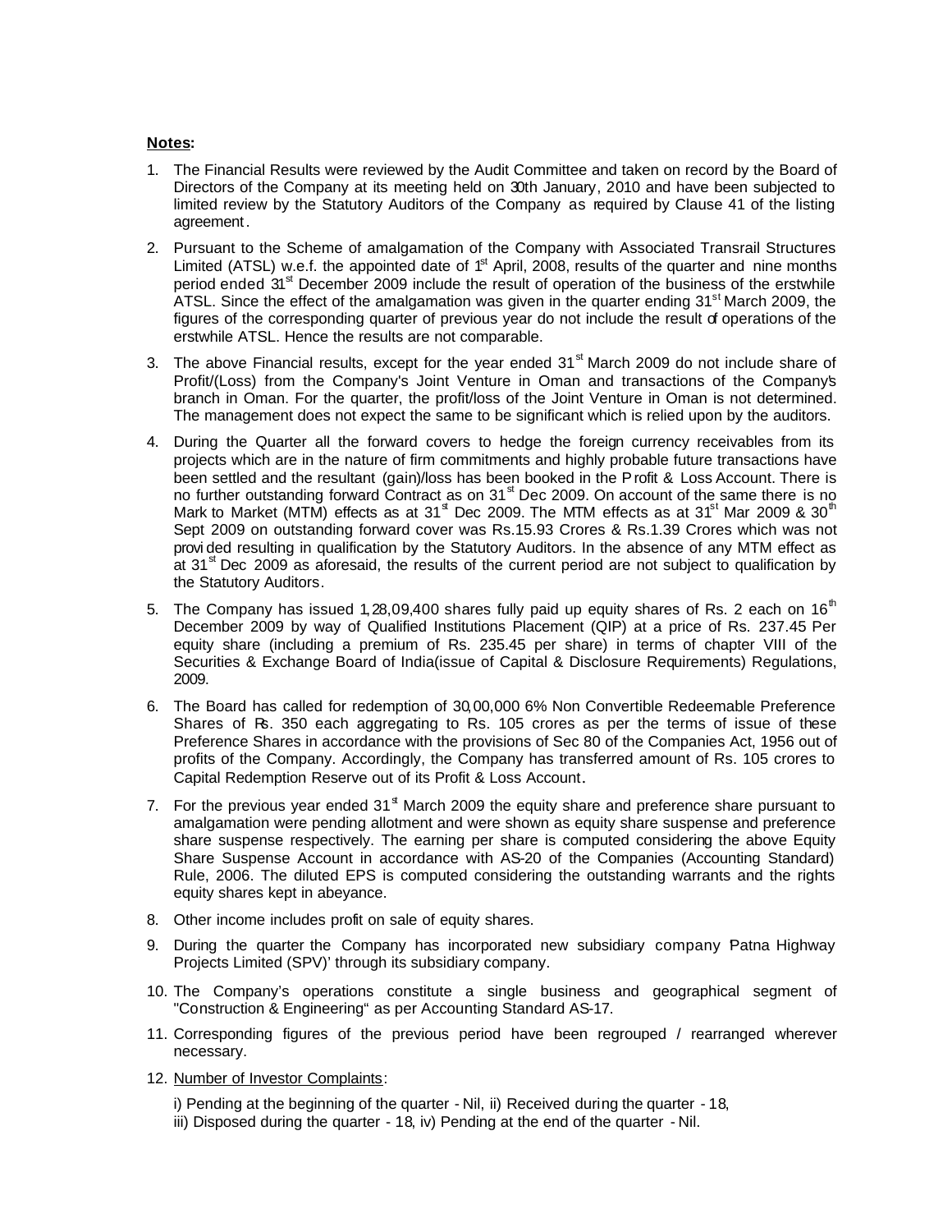**Notes:**

1. The Financial Results were reviewed by the Audit Committee and taken on record by the Board of Directors of the Company at its meeting held on 30th January, 2010 and have been subjected to limited review by the Statutory Auditors of the Company as required by Clause 41 of the listing agreement.

2. Pursuant to the Scheme of amalgamation of the Company with Associated Transrail Structures Limited (ATSL) w.e.f. the appointed date of 1st April, 2008, results of the quarter and nine months period ended 31st December 2009 include the result of operation of the business of the erstwhile ATSL. Since the effect of the amalgamation was given in the quarter ending 31st March 2009, the figures of the corresponding quarter of previous year do not include the result of operations of the erstwhile ATSL. Hence the results are not comparable.

3. The above Financial results, except for the year ended 31st March 2009 do not include share of Profit/(Loss) from the Company's Joint Venture in Oman and transactions of the Company's branch in Oman. For the quarter, the profit/loss of the Joint Venture in Oman is not determined. The management does not expect the same to be significant which is relied upon by the auditors.

4. During the Quarter all the forward covers to hedge the foreign currency receivables from its projects which are in the nature of firm commitments and highly probable future transactions have been settled and the resultant (gain)/loss has been booked in the Profit & Loss Account. There is no further outstanding forward Contract as on 31st Dec 2009. On account of the same there is no Mark to Market (MTM) effects as at 31st Dec 2009. The MTM effects as at 31st Mar 2009 & 30th Sept 2009 on outstanding forward cover was Rs.15.93 Crores & Rs.1.39 Crores which was not provided resulting in qualification by the Statutory Auditors. In the absence of any MTM effect as at 31st Dec 2009 as aforesaid, the results of the current period are not subject to qualification by the Statutory Auditors.

5. The Company has issued 1,28,09,400 shares fully paid up equity shares of Rs. 2 each on 16th December 2009 by way of Qualified Institutions Placement (QIP) at a price of Rs. 237.45 Per equity share (including a premium of Rs. 235.45 per share) in terms of chapter VIII of the Securities & Exchange Board of India(issue of Capital & Disclosure Requirements) Regulations, 2009.

6. The Board has called for redemption of 30,00,000 6% Non Convertible Redeemable Preference Shares of Rs. 350 each aggregating to Rs. 105 crores as per the terms of issue of these Preference Shares in accordance with the provisions of Sec 80 of the Companies Act, 1956 out of profits of the Company. Accordingly, the Company has transferred amount of Rs. 105 crores to Capital Redemption Reserve out of its Profit & Loss Account.

7. For the previous year ended 31st March 2009 the equity share and preference share pursuant to amalgamation were pending allotment and were shown as equity share suspense and preference share suspense respectively. The earning per share is computed considering the above Equity Share Suspense Account in accordance with AS-20 of the Companies (Accounting Standard) Rule, 2006. The diluted EPS is computed considering the outstanding warrants and the rights equity shares kept in abeyance.

8. Other income includes profit on sale of equity shares.

9. During the quarter the Company has incorporated new subsidiary company Patna Highway Projects Limited (SPV)' through its subsidiary company.

10. The Company's operations constitute a single business and geographical segment of "Construction & Engineering" as per Accounting Standard AS-17.

11. Corresponding figures of the previous period have been regrouped / rearranged wherever necessary.

12. Number of Investor Complaints:

    i) Pending at the beginning of the quarter - Nil, ii) Received during the quarter - 18,
    iii) Disposed during the quarter - 18, iv) Pending at the end of the quarter - Nil.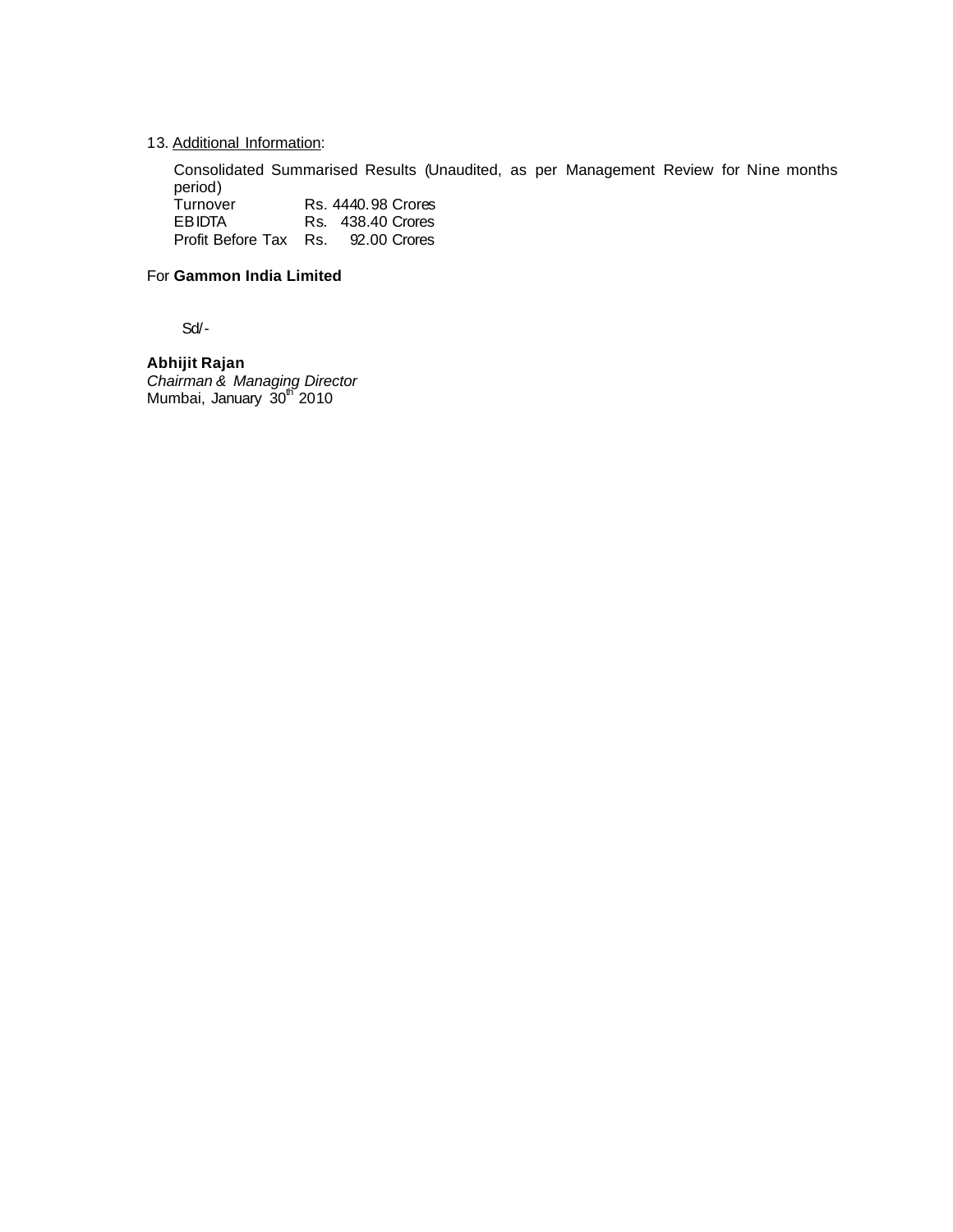13. Additional Information:

Consolidated Summarised Results (Unaudited, as per Management Review for Nine months period)

| | |
|---|---|
| Turnover | Rs. 4440.98 Crores |
| EBIDTA | Rs. 438.40 Crores |
| Profit Before Tax | Rs. 92.00 Crores |

For **Gammon India Limited**

Sd/-

**Abhijit Rajan**
*Chairman & Managing Director*
Mumbai, January 30th 2010